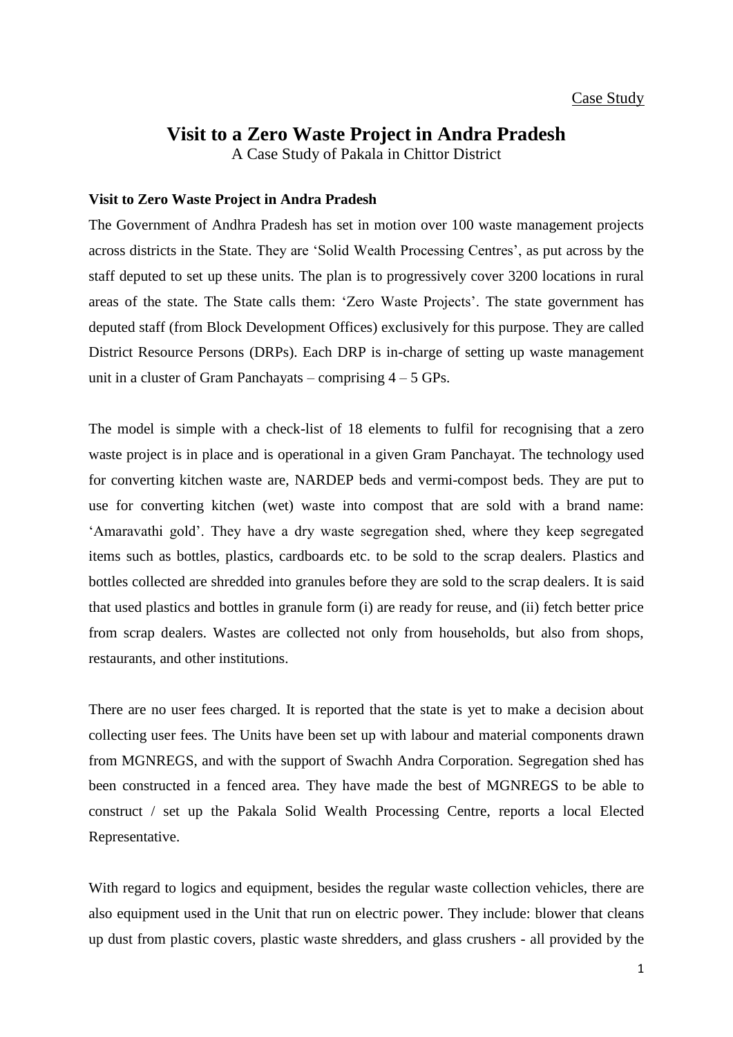Case Study

# Visit to a Zero Waste Project in Andra Pradesh

A Case Study of Pakala in Chittor District

**Visit to Zero Waste Project in Andra Pradesh**

The Government of Andhra Pradesh has set in motion over 100 waste management projects across districts in the State. They are 'Solid Wealth Processing Centres', as put across by the staff deputed to set up these units. The plan is to progressively cover 3200 locations in rural areas of the state. The State calls them: 'Zero Waste Projects'. The state government has deputed staff (from Block Development Offices) exclusively for this purpose. They are called District Resource Persons (DRPs). Each DRP is in-charge of setting up waste management unit in a cluster of Gram Panchayats – comprising 4 – 5 GPs.

The model is simple with a check-list of 18 elements to fulfil for recognising that a zero waste project is in place and is operational in a given Gram Panchayat. The technology used for converting kitchen waste are, NARDEP beds and vermi-compost beds. They are put to use for converting kitchen (wet) waste into compost that are sold with a brand name: 'Amaravathi gold'. They have a dry waste segregation shed, where they keep segregated items such as bottles, plastics, cardboards etc. to be sold to the scrap dealers. Plastics and bottles collected are shredded into granules before they are sold to the scrap dealers. It is said that used plastics and bottles in granule form (i) are ready for reuse, and (ii) fetch better price from scrap dealers. Wastes are collected not only from households, but also from shops, restaurants, and other institutions.

There are no user fees charged. It is reported that the state is yet to make a decision about collecting user fees. The Units have been set up with labour and material components drawn from MGNREGS, and with the support of Swachh Andra Corporation. Segregation shed has been constructed in a fenced area. They have made the best of MGNREGS to be able to construct / set up the Pakala Solid Wealth Processing Centre, reports a local Elected Representative.

With regard to logics and equipment, besides the regular waste collection vehicles, there are also equipment used in the Unit that run on electric power. They include: blower that cleans up dust from plastic covers, plastic waste shredders, and glass crushers - all provided by the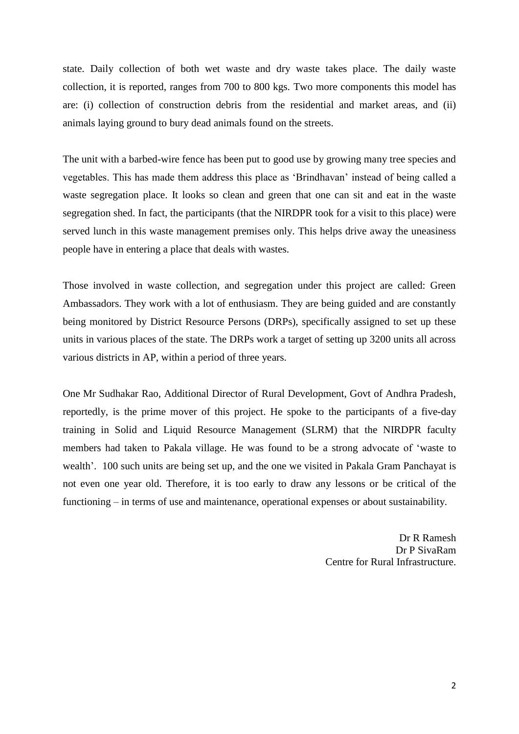state. Daily collection of both wet waste and dry waste takes place. The daily waste collection, it is reported, ranges from 700 to 800 kgs. Two more components this model has are: (i) collection of construction debris from the residential and market areas, and (ii) animals laying ground to bury dead animals found on the streets.

The unit with a barbed-wire fence has been put to good use by growing many tree species and vegetables. This has made them address this place as 'Brindhavan' instead of being called a waste segregation place. It looks so clean and green that one can sit and eat in the waste segregation shed. In fact, the participants (that the NIRDPR took for a visit to this place) were served lunch in this waste management premises only. This helps drive away the uneasiness people have in entering a place that deals with wastes.

Those involved in waste collection, and segregation under this project are called: Green Ambassadors. They work with a lot of enthusiasm. They are being guided and are constantly being monitored by District Resource Persons (DRPs), specifically assigned to set up these units in various places of the state. The DRPs work a target of setting up 3200 units all across various districts in AP, within a period of three years.

One Mr Sudhakar Rao, Additional Director of Rural Development, Govt of Andhra Pradesh, reportedly, is the prime mover of this project. He spoke to the participants of a five-day training in Solid and Liquid Resource Management (SLRM) that the NIRDPR faculty members had taken to Pakala village. He was found to be a strong advocate of 'waste to wealth'. 100 such units are being set up, and the one we visited in Pakala Gram Panchayat is not even one year old. Therefore, it is too early to draw any lessons or be critical of the functioning – in terms of use and maintenance, operational expenses or about sustainability.

Dr R Ramesh
Dr P SivaRam
Centre for Rural Infrastructure.